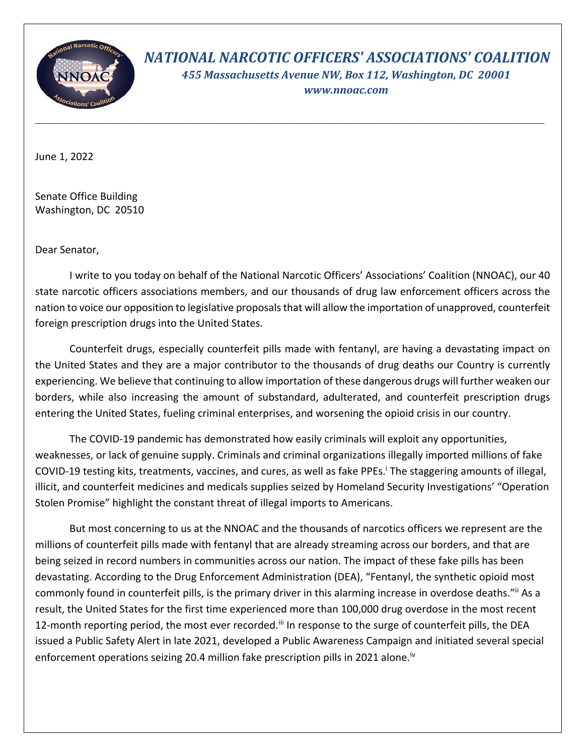# *NATIONAL NARCOTIC OFFICERS' ASSOCIATIONS' COALITION*

***455 Massachusetts Avenue NW, Box 112, Washington, DC 20001***

***www.nnoac.com***

---

June 1, 2022

Senate Office Building
Washington, DC 20510

Dear Senator,

I write to you today on behalf of the National Narcotic Officers' Associations' Coalition (NNOAC), our 40 state narcotic officers associations members, and our thousands of drug law enforcement officers across the nation to voice our opposition to legislative proposals that will allow the importation of unapproved, counterfeit foreign prescription drugs into the United States.

Counterfeit drugs, especially counterfeit pills made with fentanyl, are having a devastating impact on the United States and they are a major contributor to the thousands of drug deaths our Country is currently experiencing. We believe that continuing to allow importation of these dangerous drugs will further weaken our borders, while also increasing the amount of substandard, adulterated, and counterfeit prescription drugs entering the United States, fueling criminal enterprises, and worsening the opioid crisis in our country.

The COVID-19 pandemic has demonstrated how easily criminals will exploit any opportunities, weaknesses, or lack of genuine supply. Criminals and criminal organizations illegally imported millions of fake COVID-19 testing kits, treatments, vaccines, and cures, as well as fake PPEs.[i] The staggering amounts of illegal, illicit, and counterfeit medicines and medicals supplies seized by Homeland Security Investigations' "Operation Stolen Promise" highlight the constant threat of illegal imports to Americans.

But most concerning to us at the NNOAC and the thousands of narcotics officers we represent are the millions of counterfeit pills made with fentanyl that are already streaming across our borders, and that are being seized in record numbers in communities across our nation. The impact of these fake pills has been devastating. According to the Drug Enforcement Administration (DEA), "Fentanyl, the synthetic opioid most commonly found in counterfeit pills, is the primary driver in this alarming increase in overdose deaths."[ii] As a result, the United States for the first time experienced more than 100,000 drug overdose in the most recent 12-month reporting period, the most ever recorded.[iii] In response to the surge of counterfeit pills, the DEA issued a Public Safety Alert in late 2021, developed a Public Awareness Campaign and initiated several special enforcement operations seizing 20.4 million fake prescription pills in 2021 alone.[iv]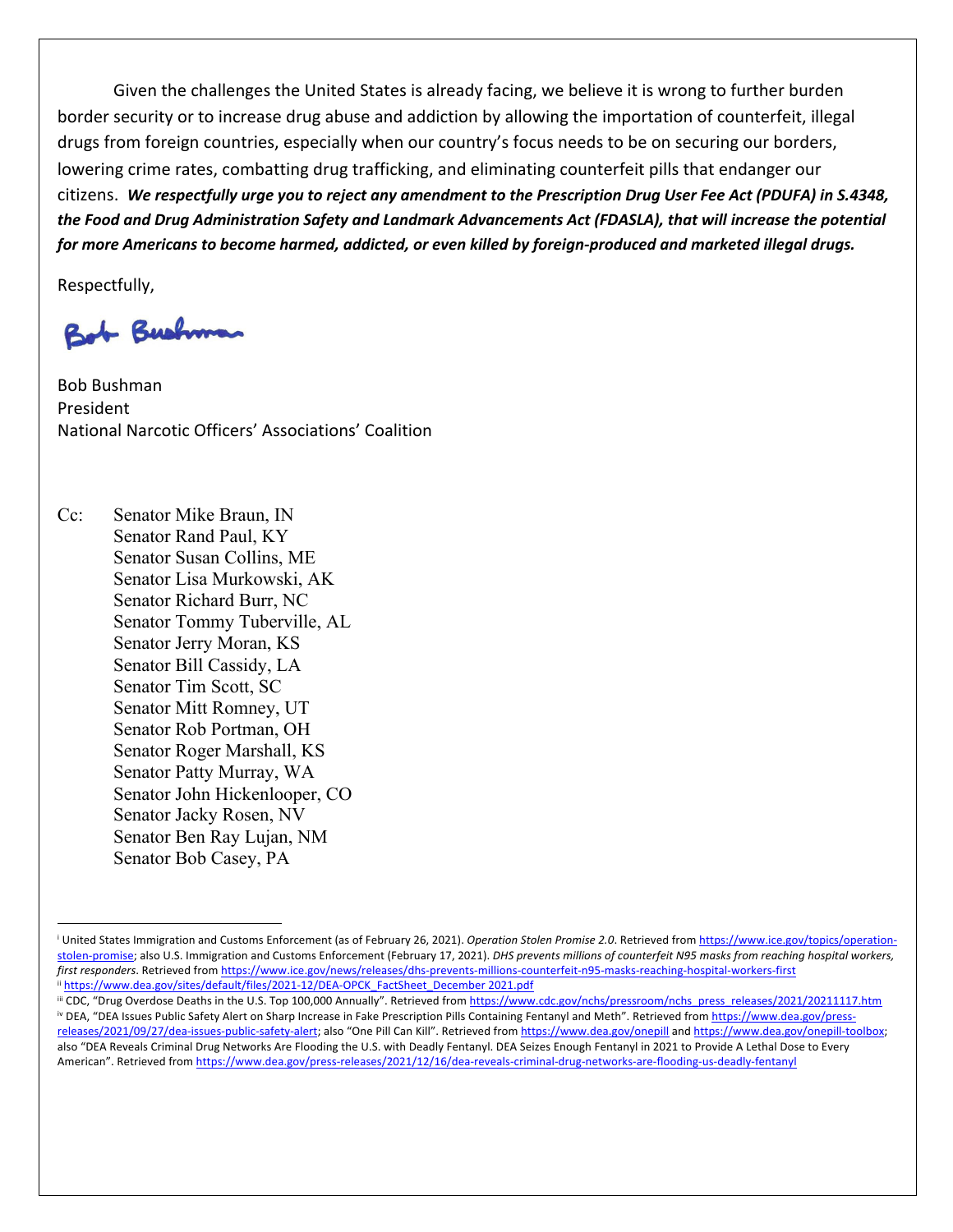Given the challenges the United States is already facing, we believe it is wrong to further burden border security or to increase drug abuse and addiction by allowing the importation of counterfeit, illegal drugs from foreign countries, especially when our country's focus needs to be on securing our borders, lowering crime rates, combatting drug trafficking, and eliminating counterfeit pills that endanger our citizens. ***We respectfully urge you to reject any amendment to the Prescription Drug User Fee Act (PDUFA) in S.4348, the Food and Drug Administration Safety and Landmark Advancements Act (FDASLA), that will increase the potential for more Americans to become harmed, addicted, or even killed by foreign-produced and marketed illegal drugs.***

Respectfully,

Bob Bushman

Bob Bushman
President
National Narcotic Officers' Associations' Coalition

Cc: Senator Mike Braun, IN
Senator Rand Paul, KY
Senator Susan Collins, ME
Senator Lisa Murkowski, AK
Senator Richard Burr, NC
Senator Tommy Tuberville, AL
Senator Jerry Moran, KS
Senator Bill Cassidy, LA
Senator Tim Scott, SC
Senator Mitt Romney, UT
Senator Rob Portman, OH
Senator Roger Marshall, KS
Senator Patty Murray, WA
Senator John Hickenlooper, CO
Senator Jacky Rosen, NV
Senator Ben Ray Lujan, NM
Senator Bob Casey, PA

---

[i] United States Immigration and Customs Enforcement (as of February 26, 2021). *Operation Stolen Promise 2.0*. Retrieved from https://www.ice.gov/topics/operation-stolen-promise; also U.S. Immigration and Customs Enforcement (February 17, 2021). *DHS prevents millions of counterfeit N95 masks from reaching hospital workers, first responders*. Retrieved from https://www.ice.gov/news/releases/dhs-prevents-millions-counterfeit-n95-masks-reaching-hospital-workers-first

[ii] https://www.dea.gov/sites/default/files/2021-12/DEA-OPCK_FactSheet_December 2021.pdf

[iii] CDC, "Drug Overdose Deaths in the U.S. Top 100,000 Annually". Retrieved from https://www.cdc.gov/nchs/pressroom/nchs_press_releases/2021/20211117.htm

[iv] DEA, "DEA Issues Public Safety Alert on Sharp Increase in Fake Prescription Pills Containing Fentanyl and Meth". Retrieved from https://www.dea.gov/press-releases/2021/09/27/dea-issues-public-safety-alert; also "One Pill Can Kill". Retrieved from https://www.dea.gov/onepill and https://www.dea.gov/onepill-toolbox; also "DEA Reveals Criminal Drug Networks Are Flooding the U.S. with Deadly Fentanyl. DEA Seizes Enough Fentanyl in 2021 to Provide A Lethal Dose to Every American". Retrieved from https://www.dea.gov/press-releases/2021/12/16/dea-reveals-criminal-drug-networks-are-flooding-us-deadly-fentanyl